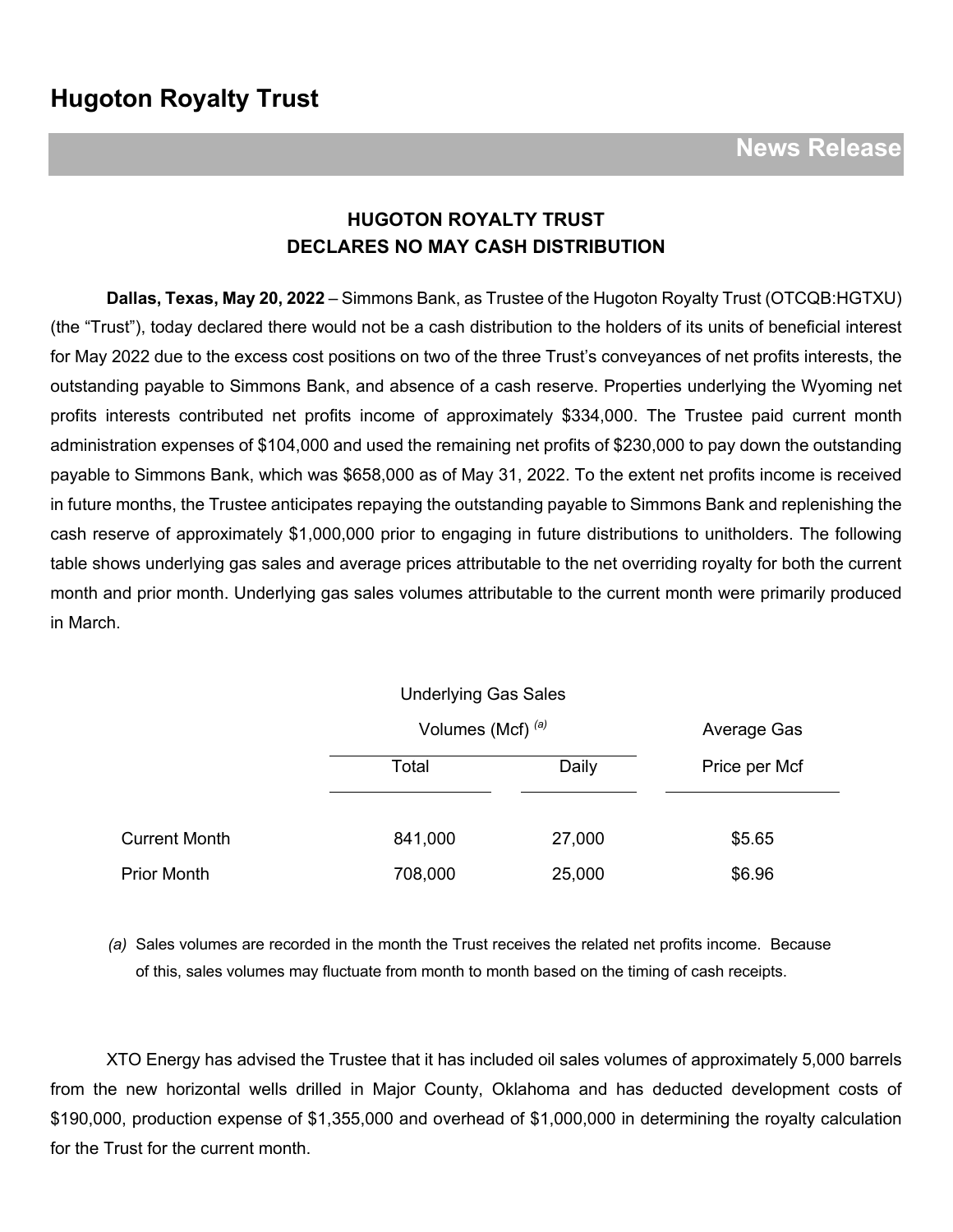# Hugoton Royalty Trust

**News Release**

## HUGOTON ROYALTY TRUST DECLARES NO MAY CASH DISTRIBUTION

**Dallas, Texas, May 20, 2022** – Simmons Bank, as Trustee of the Hugoton Royalty Trust (OTCQB:HGTXU) (the "Trust"), today declared there would not be a cash distribution to the holders of its units of beneficial interest for May 2022 due to the excess cost positions on two of the three Trust's conveyances of net profits interests, the outstanding payable to Simmons Bank, and absence of a cash reserve. Properties underlying the Wyoming net profits interests contributed net profits income of approximately $334,000. The Trustee paid current month administration expenses of $104,000 and used the remaining net profits of $230,000 to pay down the outstanding payable to Simmons Bank, which was $658,000 as of May 31, 2022. To the extent net profits income is received in future months, the Trustee anticipates repaying the outstanding payable to Simmons Bank and replenishing the cash reserve of approximately $1,000,000 prior to engaging in future distributions to unitholders. The following table shows underlying gas sales and average prices attributable to the net overriding royalty for both the current month and prior month. Underlying gas sales volumes attributable to the current month were primarily produced in March.

| | Underlying Gas Sales Volumes (Mcf) [(a)] | | Average Gas Price per Mcf |
|---|---|---|---|
| | Total | Daily | |
| Current Month | 841,000 | 27,000 | $5.65 |
| Prior Month | 708,000 | 25,000 | $6.96 |

*(a)* Sales volumes are recorded in the month the Trust receives the related net profits income. Because of this, sales volumes may fluctuate from month to month based on the timing of cash receipts.

XTO Energy has advised the Trustee that it has included oil sales volumes of approximately 5,000 barrels from the new horizontal wells drilled in Major County, Oklahoma and has deducted development costs of $190,000, production expense of $1,355,000 and overhead of $1,000,000 in determining the royalty calculation for the Trust for the current month.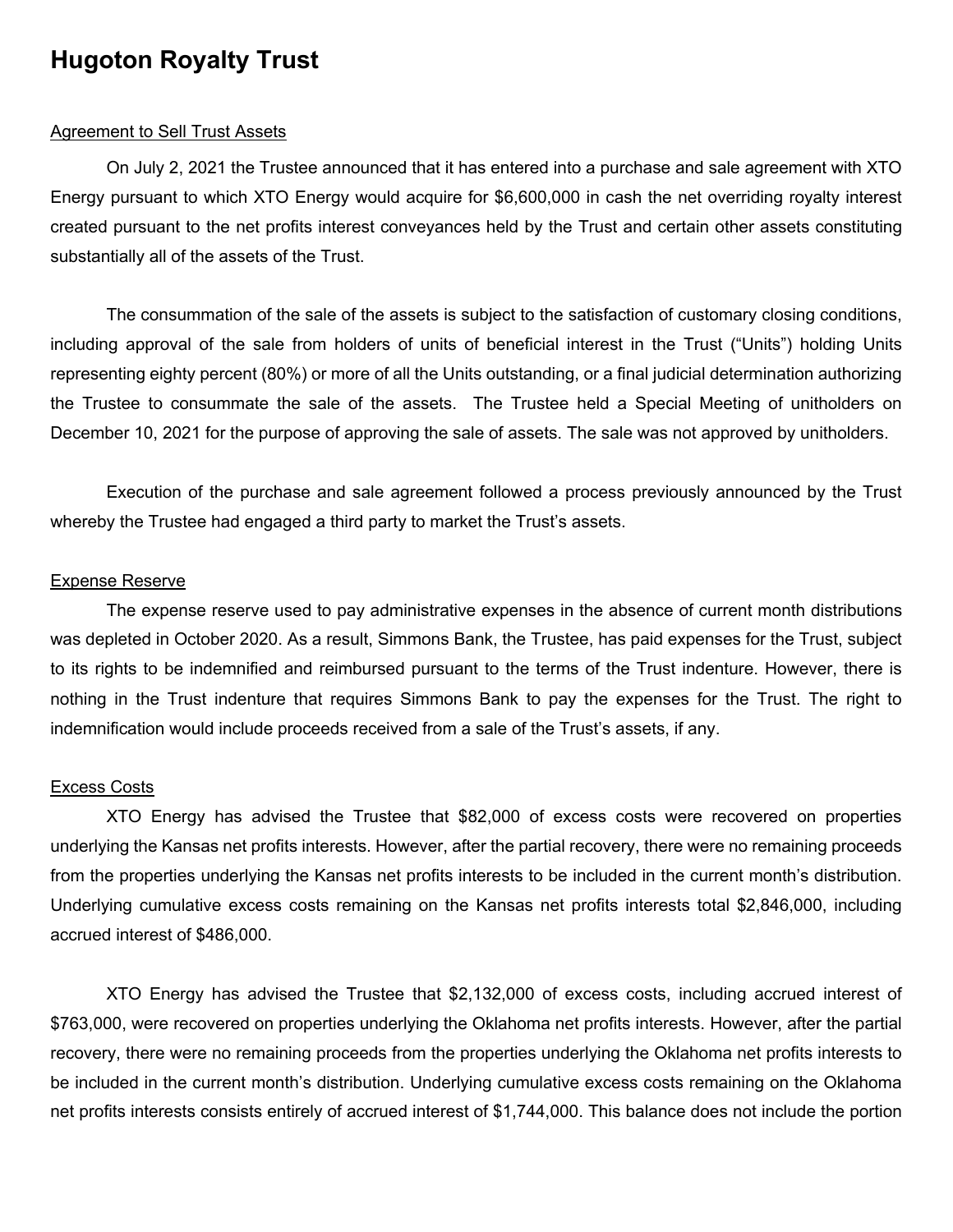# Hugoton Royalty Trust

## Agreement to Sell Trust Assets

On July 2, 2021 the Trustee announced that it has entered into a purchase and sale agreement with XTO Energy pursuant to which XTO Energy would acquire for $6,600,000 in cash the net overriding royalty interest created pursuant to the net profits interest conveyances held by the Trust and certain other assets constituting substantially all of the assets of the Trust.

The consummation of the sale of the assets is subject to the satisfaction of customary closing conditions, including approval of the sale from holders of units of beneficial interest in the Trust ("Units") holding Units representing eighty percent (80%) or more of all the Units outstanding, or a final judicial determination authorizing the Trustee to consummate the sale of the assets. The Trustee held a Special Meeting of unitholders on December 10, 2021 for the purpose of approving the sale of assets. The sale was not approved by unitholders.

Execution of the purchase and sale agreement followed a process previously announced by the Trust whereby the Trustee had engaged a third party to market the Trust's assets.

## Expense Reserve

The expense reserve used to pay administrative expenses in the absence of current month distributions was depleted in October 2020. As a result, Simmons Bank, the Trustee, has paid expenses for the Trust, subject to its rights to be indemnified and reimbursed pursuant to the terms of the Trust indenture. However, there is nothing in the Trust indenture that requires Simmons Bank to pay the expenses for the Trust. The right to indemnification would include proceeds received from a sale of the Trust's assets, if any.

## Excess Costs

XTO Energy has advised the Trustee that $82,000 of excess costs were recovered on properties underlying the Kansas net profits interests. However, after the partial recovery, there were no remaining proceeds from the properties underlying the Kansas net profits interests to be included in the current month's distribution. Underlying cumulative excess costs remaining on the Kansas net profits interests total $2,846,000, including accrued interest of $486,000.

XTO Energy has advised the Trustee that $2,132,000 of excess costs, including accrued interest of $763,000, were recovered on properties underlying the Oklahoma net profits interests. However, after the partial recovery, there were no remaining proceeds from the properties underlying the Oklahoma net profits interests to be included in the current month's distribution. Underlying cumulative excess costs remaining on the Oklahoma net profits interests consists entirely of accrued interest of $1,744,000. This balance does not include the portion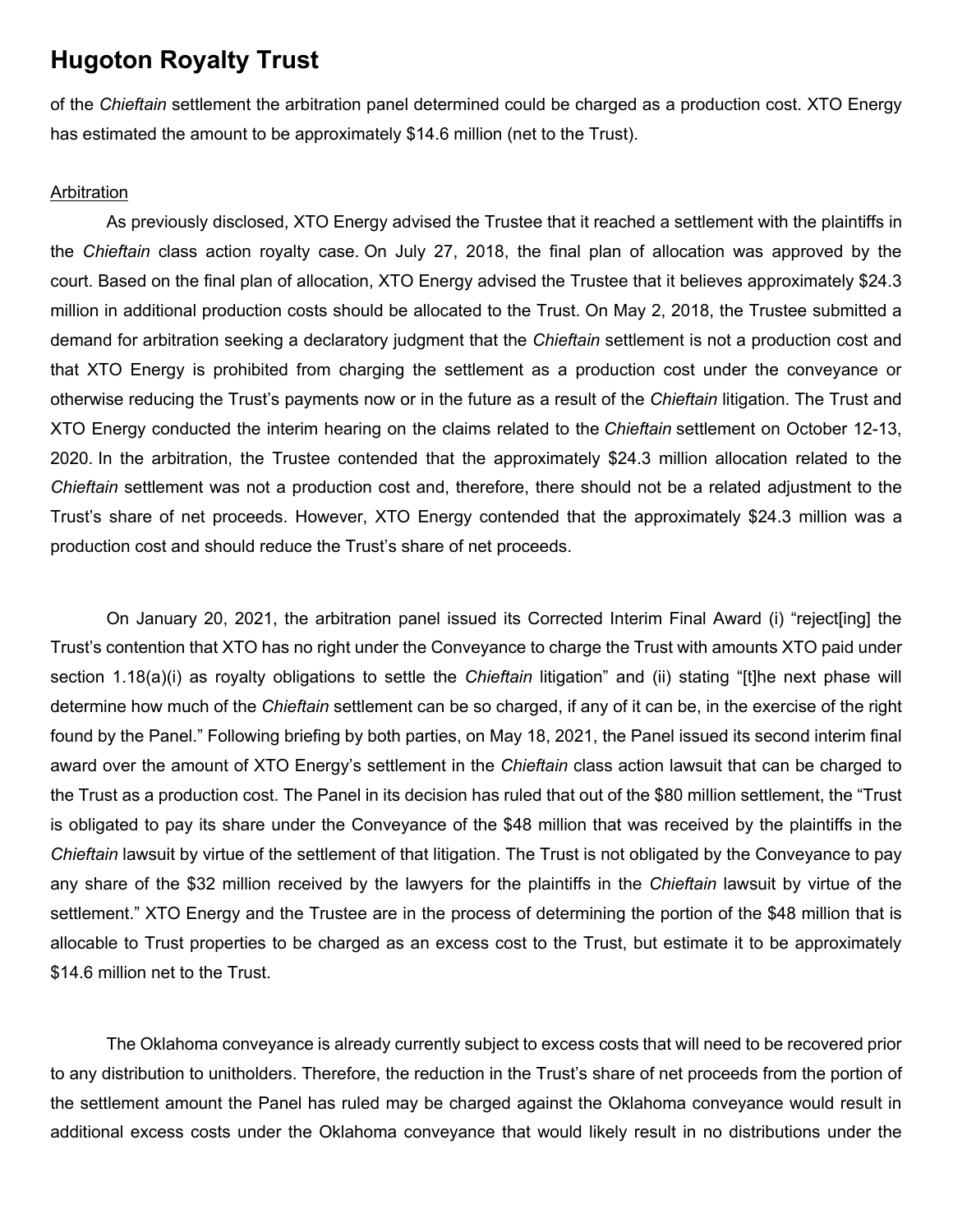of the *Chieftain* settlement the arbitration panel determined could be charged as a production cost. XTO Energy has estimated the amount to be approximately $14.6 million (net to the Trust).

Arbitration

As previously disclosed, XTO Energy advised the Trustee that it reached a settlement with the plaintiffs in the *Chieftain* class action royalty case. On July 27, 2018, the final plan of allocation was approved by the court. Based on the final plan of allocation, XTO Energy advised the Trustee that it believes approximately $24.3 million in additional production costs should be allocated to the Trust. On May 2, 2018, the Trustee submitted a demand for arbitration seeking a declaratory judgment that the *Chieftain* settlement is not a production cost and that XTO Energy is prohibited from charging the settlement as a production cost under the conveyance or otherwise reducing the Trust's payments now or in the future as a result of the *Chieftain* litigation. The Trust and XTO Energy conducted the interim hearing on the claims related to the *Chieftain* settlement on October 12-13, 2020. In the arbitration, the Trustee contended that the approximately $24.3 million allocation related to the *Chieftain* settlement was not a production cost and, therefore, there should not be a related adjustment to the Trust's share of net proceeds. However, XTO Energy contended that the approximately $24.3 million was a production cost and should reduce the Trust's share of net proceeds.

On January 20, 2021, the arbitration panel issued its Corrected Interim Final Award (i) "reject[ing] the Trust's contention that XTO has no right under the Conveyance to charge the Trust with amounts XTO paid under section 1.18(a)(i) as royalty obligations to settle the *Chieftain* litigation" and (ii) stating "[t]he next phase will determine how much of the *Chieftain* settlement can be so charged, if any of it can be, in the exercise of the right found by the Panel." Following briefing by both parties, on May 18, 2021, the Panel issued its second interim final award over the amount of XTO Energy's settlement in the *Chieftain* class action lawsuit that can be charged to the Trust as a production cost. The Panel in its decision has ruled that out of the $80 million settlement, the "Trust is obligated to pay its share under the Conveyance of the $48 million that was received by the plaintiffs in the *Chieftain* lawsuit by virtue of the settlement of that litigation. The Trust is not obligated by the Conveyance to pay any share of the $32 million received by the lawyers for the plaintiffs in the *Chieftain* lawsuit by virtue of the settlement." XTO Energy and the Trustee are in the process of determining the portion of the $48 million that is allocable to Trust properties to be charged as an excess cost to the Trust, but estimate it to be approximately $14.6 million net to the Trust.

The Oklahoma conveyance is already currently subject to excess costs that will need to be recovered prior to any distribution to unitholders. Therefore, the reduction in the Trust's share of net proceeds from the portion of the settlement amount the Panel has ruled may be charged against the Oklahoma conveyance would result in additional excess costs under the Oklahoma conveyance that would likely result in no distributions under the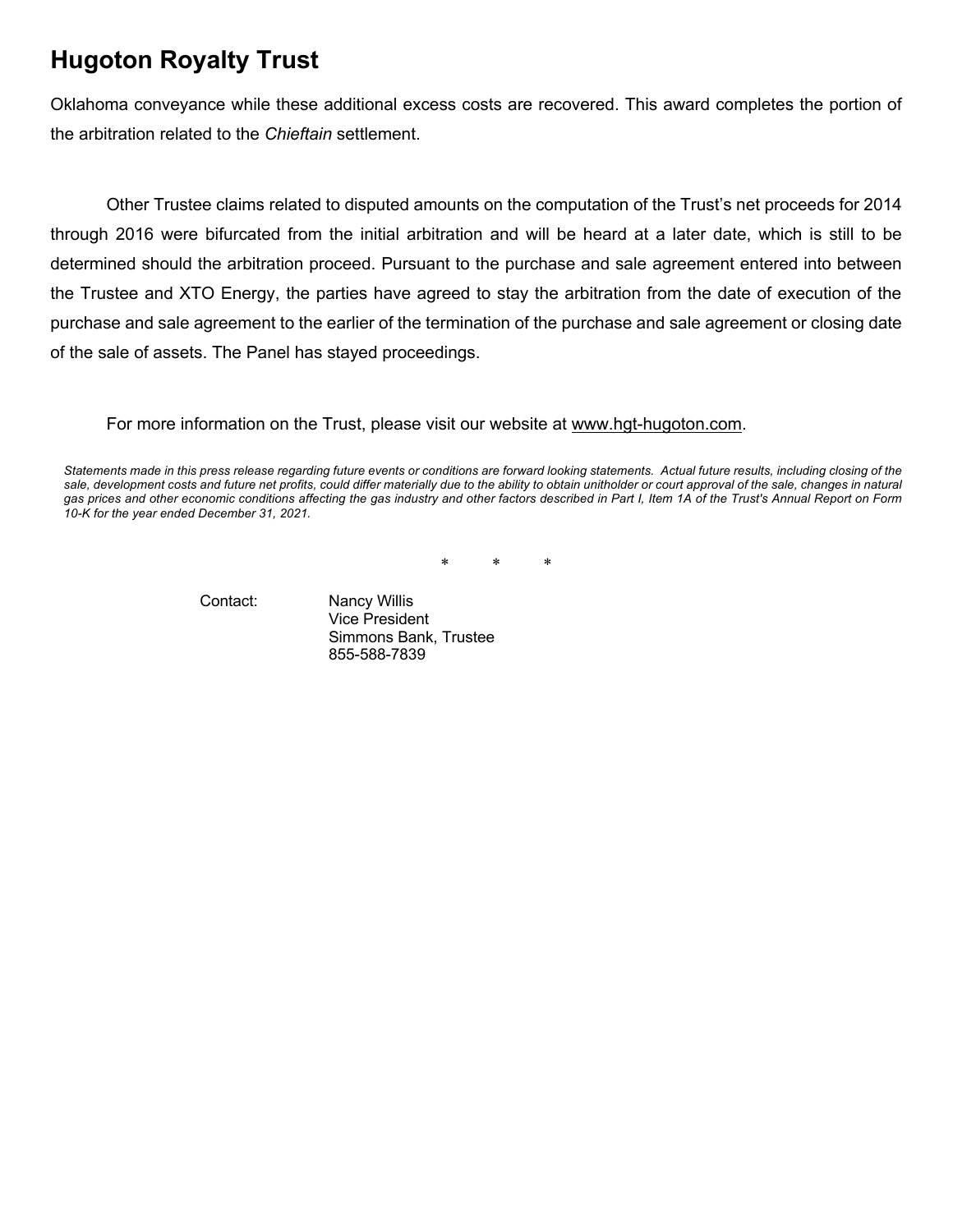Oklahoma conveyance while these additional excess costs are recovered. This award completes the portion of the arbitration related to the *Chieftain* settlement.

Other Trustee claims related to disputed amounts on the computation of the Trust's net proceeds for 2014 through 2016 were bifurcated from the initial arbitration and will be heard at a later date, which is still to be determined should the arbitration proceed. Pursuant to the purchase and sale agreement entered into between the Trustee and XTO Energy, the parties have agreed to stay the arbitration from the date of execution of the purchase and sale agreement to the earlier of the termination of the purchase and sale agreement or closing date of the sale of assets. The Panel has stayed proceedings.

For more information on the Trust, please visit our website at www.hgt-hugoton.com.

*Statements made in this press release regarding future events or conditions are forward looking statements. Actual future results, including closing of the sale, development costs and future net profits, could differ materially due to the ability to obtain unitholder or court approval of the sale, changes in natural gas prices and other economic conditions affecting the gas industry and other factors described in Part I, Item 1A of the Trust's Annual Report on Form 10-K for the year ended December 31, 2021.*

\* \* \*

Contact: Nancy Willis
Vice President
Simmons Bank, Trustee
855-588-7839